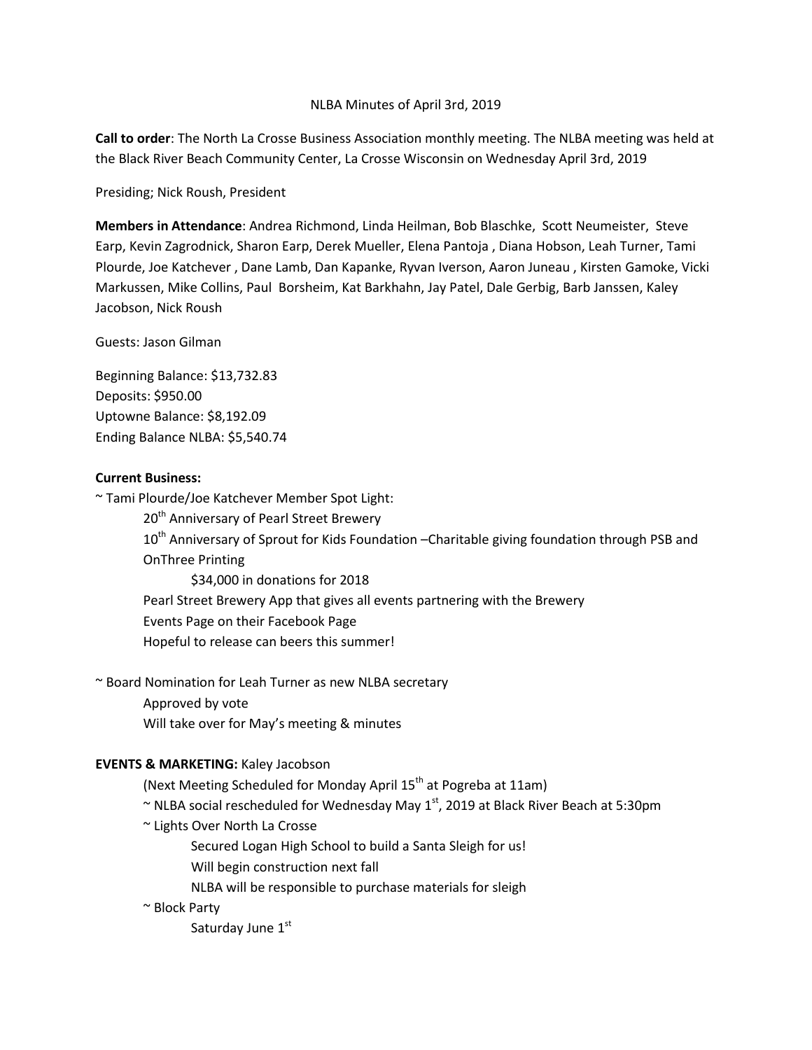NLBA Minutes of April 3rd, 2019

**Call to order**: The North La Crosse Business Association monthly meeting. The NLBA meeting was held at the Black River Beach Community Center, La Crosse Wisconsin on Wednesday April 3rd, 2019

Presiding; Nick Roush, President

**Members in Attendance**: Andrea Richmond, Linda Heilman, Bob Blaschke, Scott Neumeister, Steve Earp, Kevin Zagrodnick, Sharon Earp, Derek Mueller, Elena Pantoja , Diana Hobson, Leah Turner, Tami Plourde, Joe Katchever , Dane Lamb, Dan Kapanke, Ryvan Iverson, Aaron Juneau , Kirsten Gamoke, Vicki Markussen, Mike Collins, Paul Borsheim, Kat Barkhahn, Jay Patel, Dale Gerbig, Barb Janssen, Kaley Jacobson, Nick Roush

Guests: Jason Gilman

Beginning Balance: $13,732.83
Deposits: $950.00
Uptowne Balance: $8,192.09
Ending Balance NLBA: $5,540.74

**Current Business:**

~ Tami Plourde/Joe Katchever Member Spot Light:
- 20th Anniversary of Pearl Street Brewery
- 10th Anniversary of Sprout for Kids Foundation –Charitable giving foundation through PSB and OnThree Printing
  - $34,000 in donations for 2018
- Pearl Street Brewery App that gives all events partnering with the Brewery
- Events Page on their Facebook Page
- Hopeful to release can beers this summer!

~ Board Nomination for Leah Turner as new NLBA secretary
- Approved by vote
- Will take over for May's meeting & minutes

**EVENTS & MARKETING:** Kaley Jacobson

(Next Meeting Scheduled for Monday April 15th at Pogreba at 11am)

~ NLBA social rescheduled for Wednesday May 1st, 2019 at Black River Beach at 5:30pm

~ Lights Over North La Crosse
- Secured Logan High School to build a Santa Sleigh for us!
- Will begin construction next fall
- NLBA will be responsible to purchase materials for sleigh

~ Block Party
- Saturday June 1st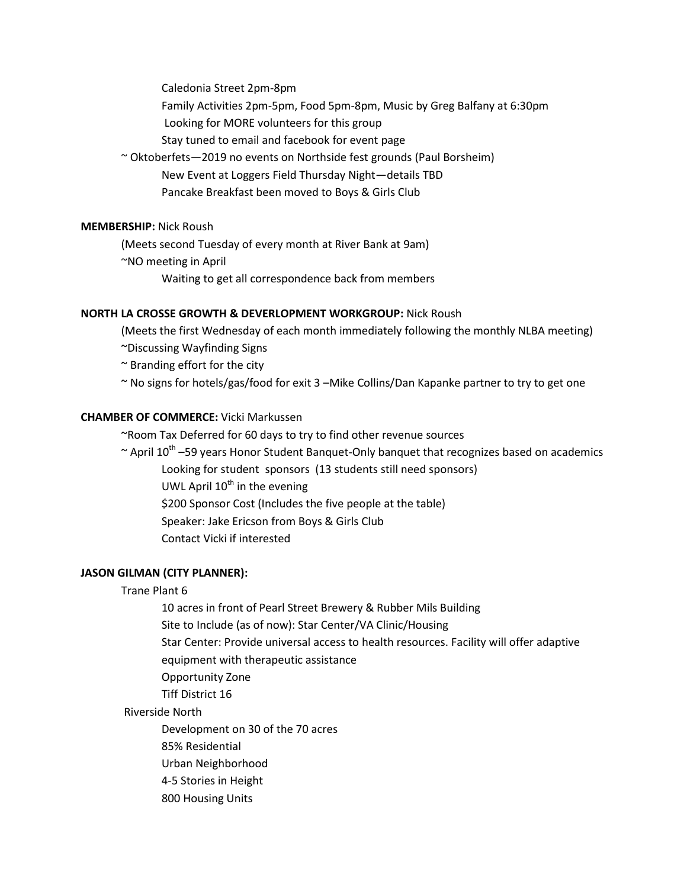Caledonia Street 2pm-8pm
Family Activities 2pm-5pm, Food 5pm-8pm, Music by Greg Balfany at 6:30pm
Looking for MORE volunteers for this group
Stay tuned to email and facebook for event page

~ Oktoberfets—2019 no events on Northside fest grounds (Paul Borsheim)
New Event at Loggers Field Thursday Night—details TBD
Pancake Breakfast been moved to Boys & Girls Club

**MEMBERSHIP:** Nick Roush

(Meets second Tuesday of every month at River Bank at 9am)

~NO meeting in April
Waiting to get all correspondence back from members

**NORTH LA CROSSE GROWTH & DEVERLOPMENT WORKGROUP:** Nick Roush

(Meets the first Wednesday of each month immediately following the monthly NLBA meeting)

~Discussing Wayfinding Signs

~ Branding effort for the city

~ No signs for hotels/gas/food for exit 3 –Mike Collins/Dan Kapanke partner to try to get one

**CHAMBER OF COMMERCE:** Vicki Markussen

~Room Tax Deferred for 60 days to try to find other revenue sources

~ April 10th –59 years Honor Student Banquet-Only banquet that recognizes based on academics
Looking for student sponsors (13 students still need sponsors)
UWL April 10th in the evening
$200 Sponsor Cost (Includes the five people at the table)
Speaker: Jake Ericson from Boys & Girls Club
Contact Vicki if interested

**JASON GILMAN (CITY PLANNER):**

Trane Plant 6
10 acres in front of Pearl Street Brewery & Rubber Mils Building
Site to Include (as of now): Star Center/VA Clinic/Housing
Star Center: Provide universal access to health resources. Facility will offer adaptive equipment with therapeutic assistance
Opportunity Zone
Tiff District 16

Riverside North
Development on 30 of the 70 acres
85% Residential
Urban Neighborhood
4-5 Stories in Height
800 Housing Units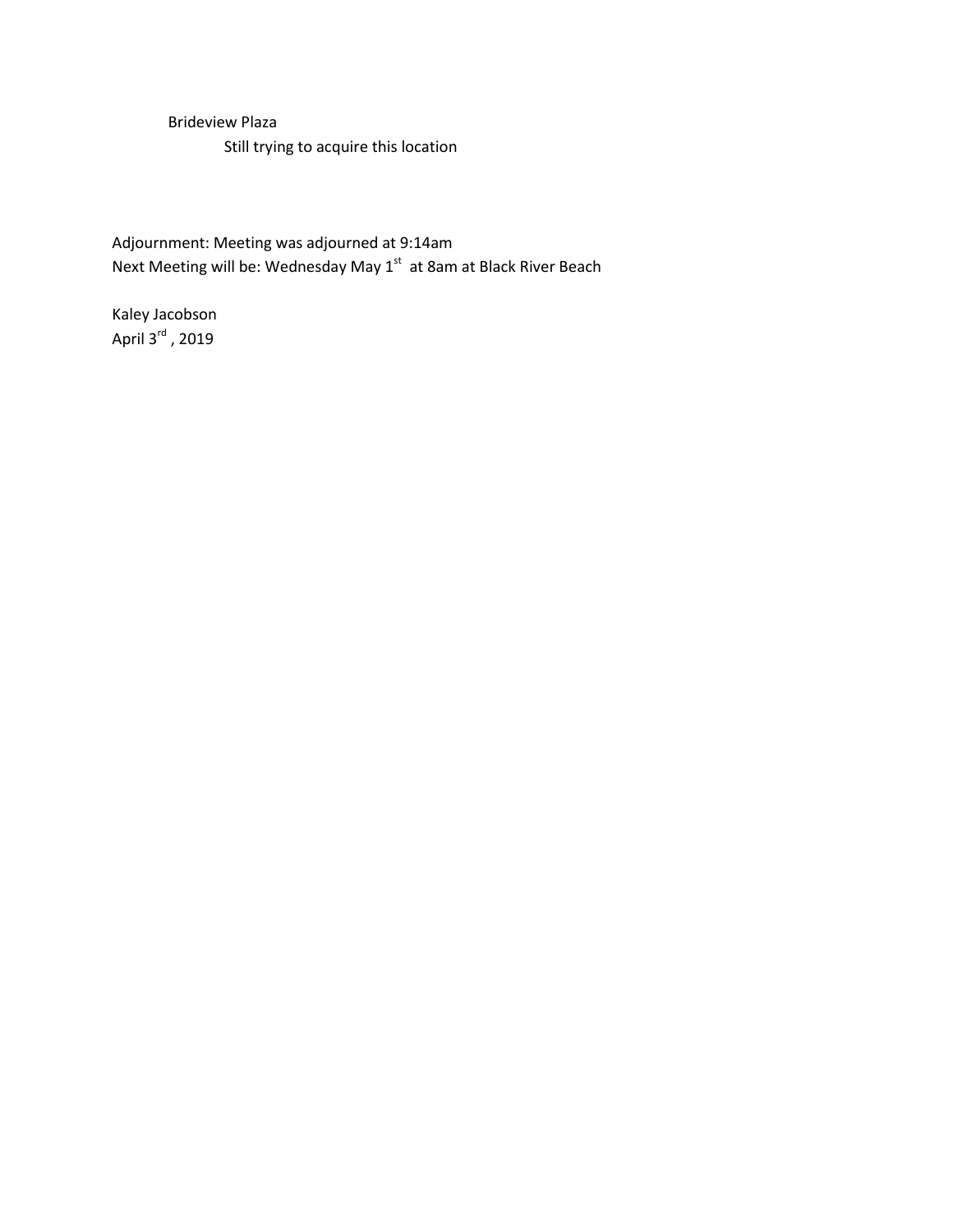Brideview Plaza

Still trying to acquire this location

Adjournment: Meeting was adjourned at 9:14am
Next Meeting will be: Wednesday May 1st at 8am at Black River Beach

Kaley Jacobson
April 3rd, 2019